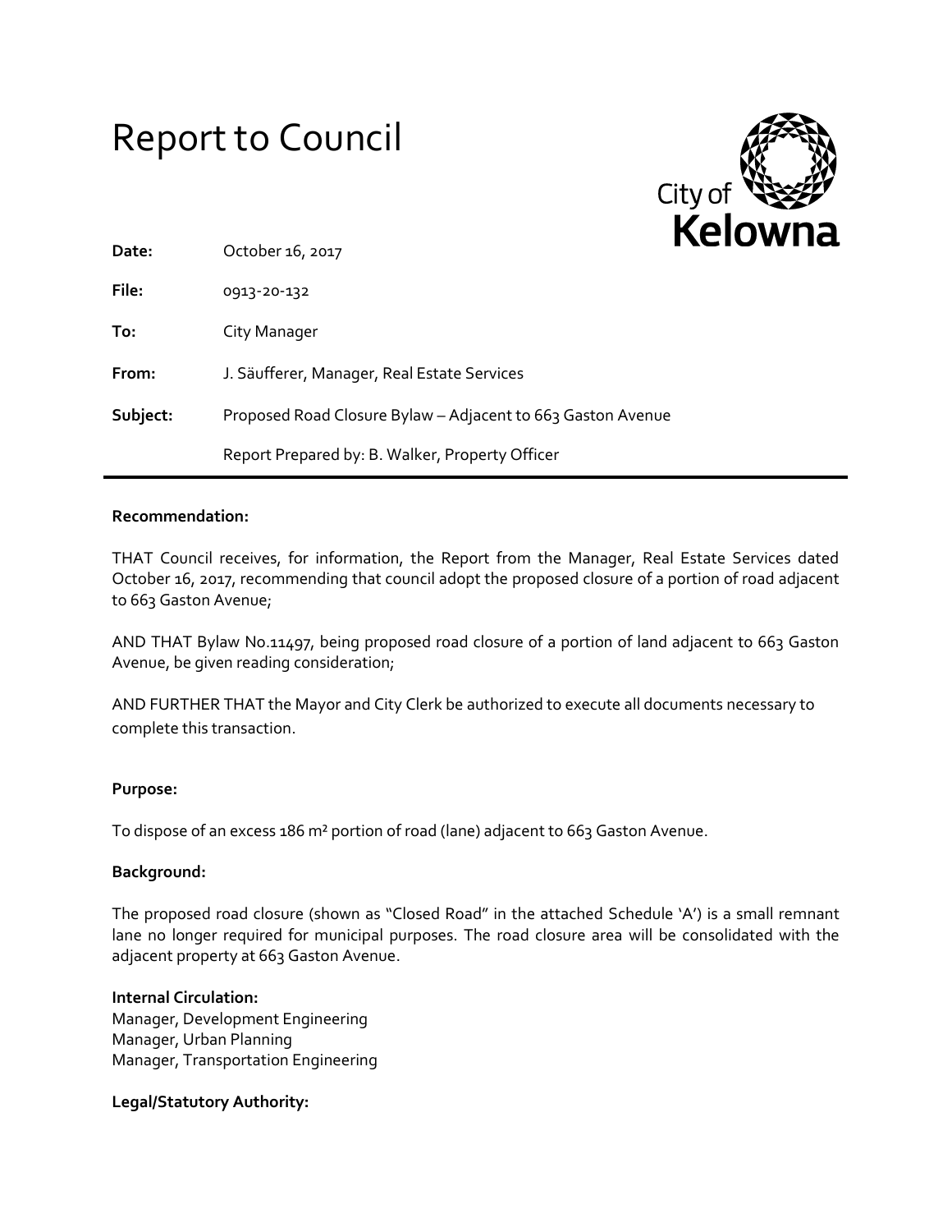# Report to Council

City of Kelowna

**Date:** October 16, 2017

**File:** 0913-20-132

**To:** City Manager

**From:** J. Säufferer, Manager, Real Estate Services

**Subject:** Proposed Road Closure Bylaw – Adjacent to 663 Gaston Avenue

Report Prepared by: B. Walker, Property Officer

---

**Recommendation:**

THAT Council receives, for information, the Report from the Manager, Real Estate Services dated October 16, 2017, recommending that council adopt the proposed closure of a portion of road adjacent to 663 Gaston Avenue;

AND THAT Bylaw No.11497, being proposed road closure of a portion of land adjacent to 663 Gaston Avenue, be given reading consideration;

AND FURTHER THAT the Mayor and City Clerk be authorized to execute all documents necessary to complete this transaction.

**Purpose:**

To dispose of an excess 186 m² portion of road (lane) adjacent to 663 Gaston Avenue.

**Background:**

The proposed road closure (shown as "Closed Road" in the attached Schedule 'A') is a small remnant lane no longer required for municipal purposes. The road closure area will be consolidated with the adjacent property at 663 Gaston Avenue.

**Internal Circulation:**
Manager, Development Engineering
Manager, Urban Planning
Manager, Transportation Engineering

**Legal/Statutory Authority:**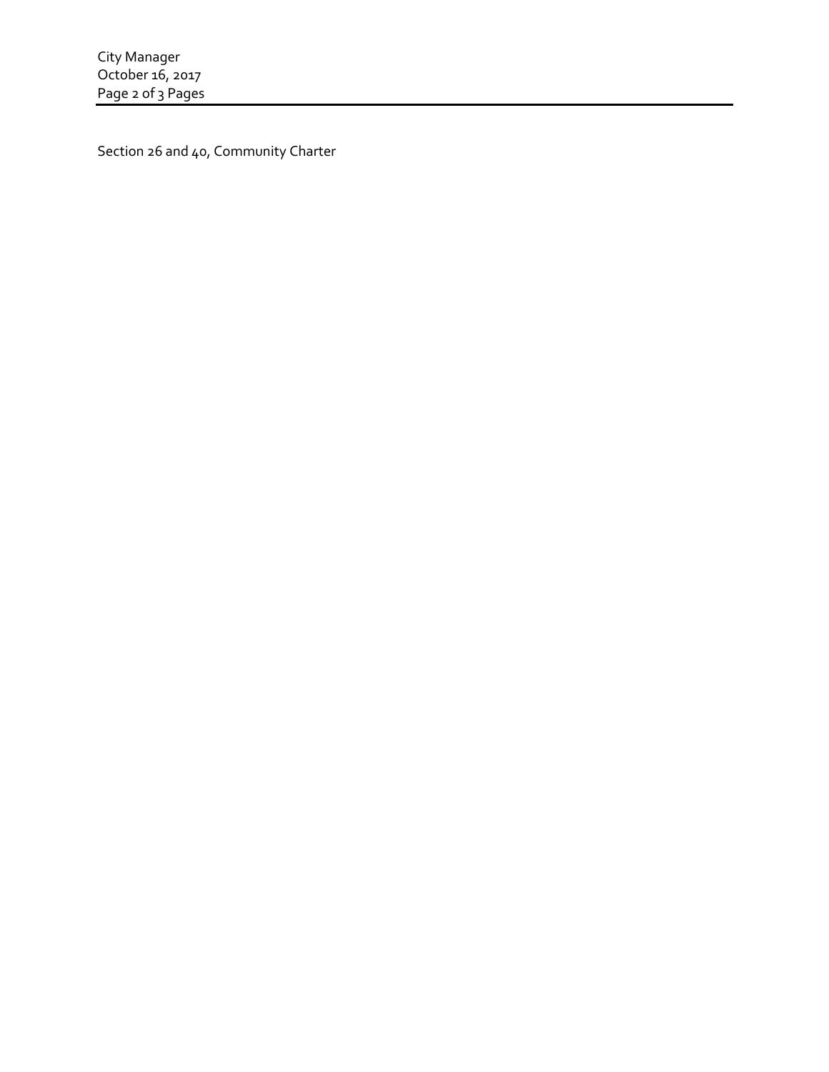Section 26 and 40, Community Charter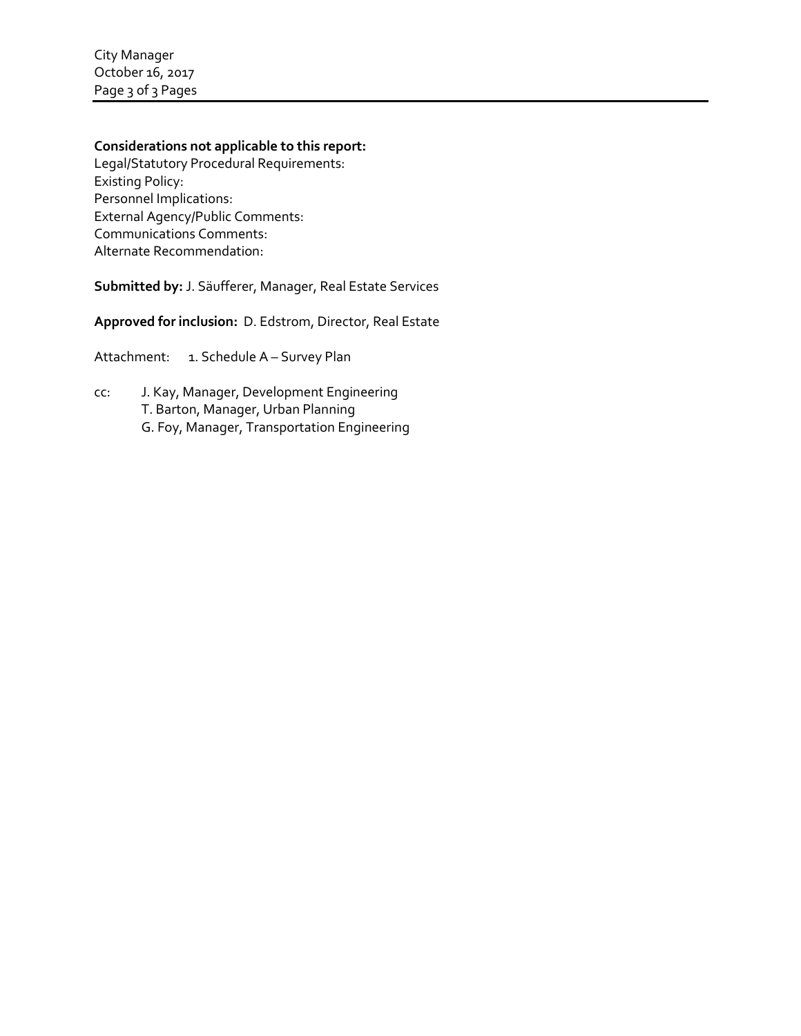**Considerations not applicable to this report:**
Legal/Statutory Procedural Requirements:
Existing Policy:
Personnel Implications:
External Agency/Public Comments:
Communications Comments:
Alternate Recommendation:

**Submitted by:** J. Säufferer, Manager, Real Estate Services

**Approved for inclusion:** D. Edstrom, Director, Real Estate

Attachment: 1. Schedule A – Survey Plan

cc: J. Kay, Manager, Development Engineering
T. Barton, Manager, Urban Planning
G. Foy, Manager, Transportation Engineering